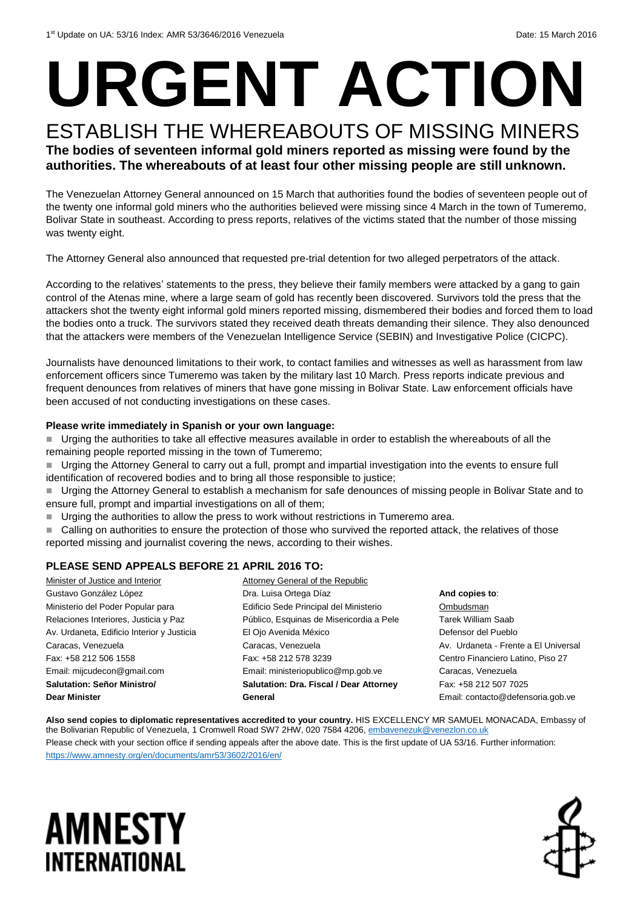1st Update on UA: 53/16 Index: AMR 53/3646/2016 Venezuela Date: 15 March 2016

# URGENT ACTION

## ESTABLISH THE WHEREABOUTS OF MISSING MINERS

**The bodies of seventeen informal gold miners reported as missing were found by the authorities. The whereabouts of at least four other missing people are still unknown.**

The Venezuelan Attorney General announced on 15 March that authorities found the bodies of seventeen people out of the twenty one informal gold miners who the authorities believed were missing since 4 March in the town of Tumeremo, Bolivar State in southeast. According to press reports, relatives of the victims stated that the number of those missing was twenty eight.

The Attorney General also announced that requested pre-trial detention for two alleged perpetrators of the attack.

According to the relatives' statements to the press, they believe their family members were attacked by a gang to gain control of the Atenas mine, where a large seam of gold has recently been discovered. Survivors told the press that the attackers shot the twenty eight informal gold miners reported missing, dismembered their bodies and forced them to load the bodies onto a truck. The survivors stated they received death threats demanding their silence. They also denounced that the attackers were members of the Venezuelan Intelligence Service (SEBIN) and Investigative Police (CICPC).

Journalists have denounced limitations to their work, to contact families and witnesses as well as harassment from law enforcement officers since Tumeremo was taken by the military last 10 March. Press reports indicate previous and frequent denounces from relatives of miners that have gone missing in Bolivar State. Law enforcement officials have been accused of not conducting investigations on these cases.

**Please write immediately in Spanish or your own language:**

- Urging the authorities to take all effective measures available in order to establish the whereabouts of all the remaining people reported missing in the town of Tumeremo;
- Urging the Attorney General to carry out a full, prompt and impartial investigation into the events to ensure full identification of recovered bodies and to bring all those responsible to justice;
- Urging the Attorney General to establish a mechanism for safe denounces of missing people in Bolivar State and to ensure full, prompt and impartial investigations on all of them;
- Urging the authorities to allow the press to work without restrictions in Tumeremo area.
- Calling on authorities to ensure the protection of those who survived the reported attack, the relatives of those reported missing and journalist covering the news, according to their wishes.

### PLEASE SEND APPEALS BEFORE 21 APRIL 2016 TO:

Minister of Justice and Interior
Gustavo González López
Ministerio del Poder Popular para Relaciones Interiores, Justicia y Paz
Av. Urdaneta, Edificio Interior y Justicia
Caracas, Venezuela
Fax: +58 212 506 1558
Email: mijcudecon@gmail.com
**Salutation: Señor Ministro/ Dear Minister**

Attorney General of the Republic
Dra. Luisa Ortega Díaz
Edificio Sede Principal del Ministerio Público, Esquinas de Misericordia a Pele El Ojo Avenida México
Caracas, Venezuela
Fax: +58 212 578 3239
Email: ministeriopublico@mp.gob.ve
**Salutation: Dra. Fiscal / Dear Attorney General**

**And copies to**:
Ombudsman
Tarek William Saab
Defensor del Pueblo
Av. Urdaneta - Frente a El Universal
Centro Financiero Latino, Piso 27
Caracas, Venezuela
Fax: +58 212 507 7025
Email: contacto@defensoria.gob.ve

**Also send copies to diplomatic representatives accredited to your country.** HIS EXCELLENCY MR SAMUEL MONACADA, Embassy of the Bolivarian Republic of Venezuela, 1 Cromwell Road SW7 2HW, 020 7584 4206, embavenezuk@venezlon.co.uk

Please check with your section office if sending appeals after the above date. This is the first update of UA 53/16. Further information: https://www.amnesty.org/en/documents/amr53/3602/2016/en/

AMNESTY INTERNATIONAL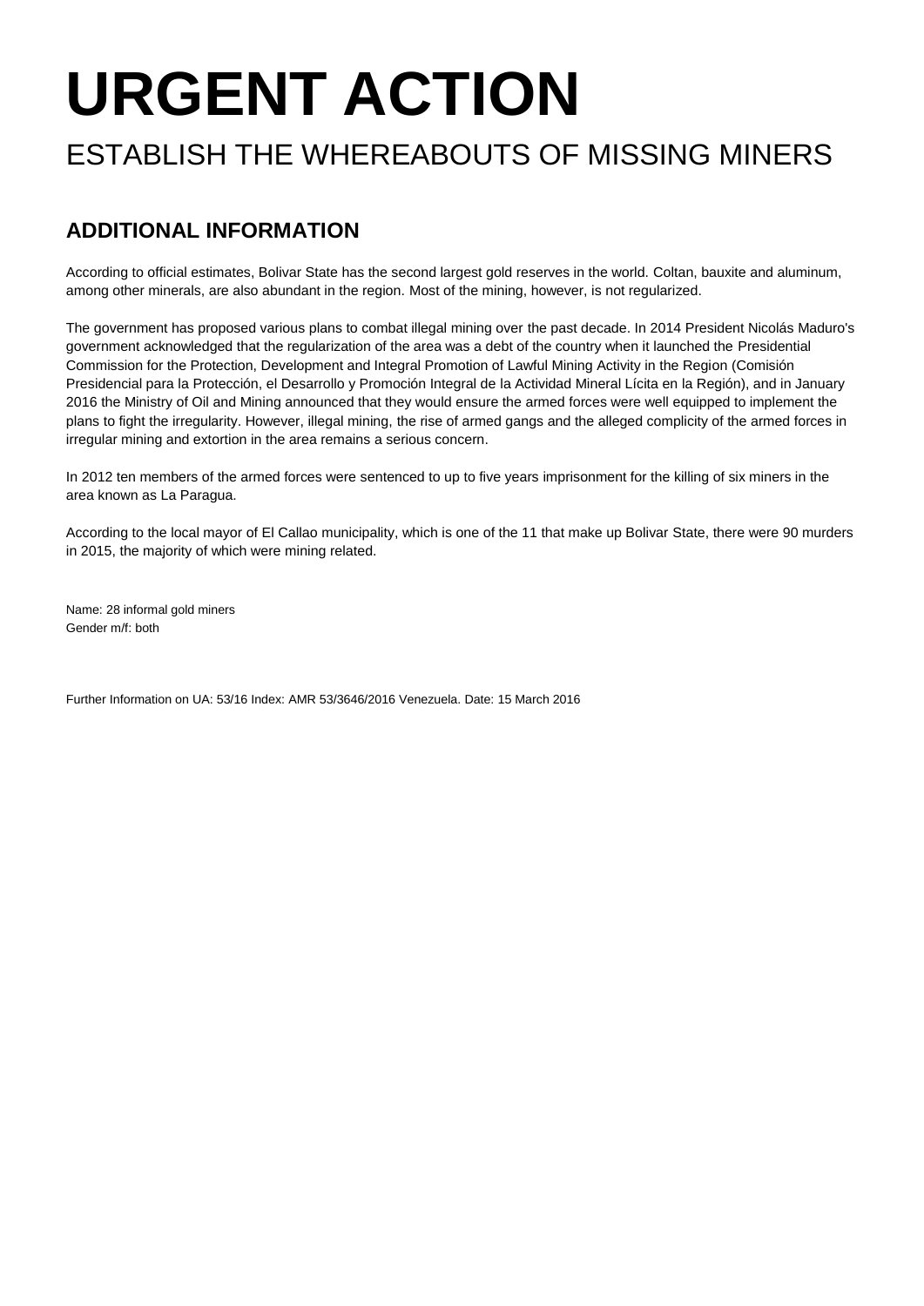# URGENT ACTION

ESTABLISH THE WHEREABOUTS OF MISSING MINERS

## ADDITIONAL INFORMATION

According to official estimates, Bolivar State has the second largest gold reserves in the world. Coltan, bauxite and aluminum, among other minerals, are also abundant in the region. Most of the mining, however, is not regularized.

The government has proposed various plans to combat illegal mining over the past decade. In 2014 President Nicolás Maduro's government acknowledged that the regularization of the area was a debt of the country when it launched the Presidential Commission for the Protection, Development and Integral Promotion of Lawful Mining Activity in the Region (Comisión Presidencial para la Protección, el Desarrollo y Promoción Integral de la Actividad Mineral Lícita en la Región), and in January 2016 the Ministry of Oil and Mining announced that they would ensure the armed forces were well equipped to implement the plans to fight the irregularity. However, illegal mining, the rise of armed gangs and the alleged complicity of the armed forces in irregular mining and extortion in the area remains a serious concern.

In 2012 ten members of the armed forces were sentenced to up to five years imprisonment for the killing of six miners in the area known as La Paragua.

According to the local mayor of El Callao municipality, which is one of the 11 that make up Bolivar State, there were 90 murders in 2015, the majority of which were mining related.

Name: 28 informal gold miners
Gender m/f: both

Further Information on UA: 53/16 Index: AMR 53/3646/2016 Venezuela. Date: 15 March 2016